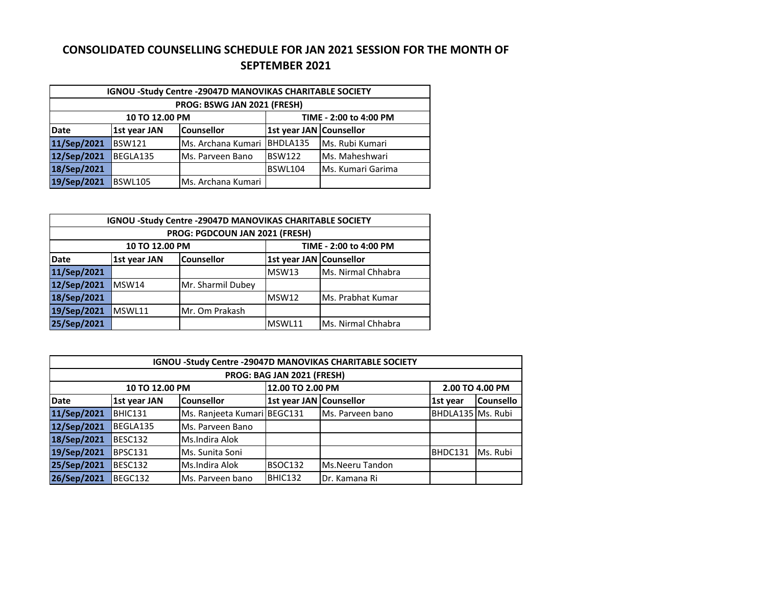# CONSOLIDATED COUNSELLING SCHEDULE FOR JAN 2021 SESSION FOR THE MONTH OF SEPTEMBER 2021

| IGNOU -Study Centre -29047D MANOVIKAS CHARITABLE SOCIETY | | | | |
|---|---|---|---|---|
| PROG: BSWG JAN 2021 (FRESH) | | | | |
| 10 TO 12.00 PM | | | TIME - 2:00 to 4:00 PM | |
| Date | 1st year JAN | Counsellor | 1st year JAN | Counsellor |
| 11/Sep/2021 | BSW121 | Ms. Archana Kumari | BHDLA135 | Ms. Rubi Kumari |
| 12/Sep/2021 | BEGLA135 | Ms. Parveen Bano | BSW122 | Ms. Maheshwari |
| 18/Sep/2021 | | | BSWL104 | Ms. Kumari Garima |
| 19/Sep/2021 | BSWL105 | Ms. Archana Kumari | | |

| IGNOU -Study Centre -29047D MANOVIKAS CHARITABLE SOCIETY | | | | |
|---|---|---|---|---|
| PROG: PGDCOUN JAN 2021 (FRESH) | | | | |
| 10 TO 12.00 PM | | | TIME - 2:00 to 4:00 PM | |
| Date | 1st year JAN | Counsellor | 1st year JAN | Counsellor |
| 11/Sep/2021 | | | MSW13 | Ms. Nirmal Chhabra |
| 12/Sep/2021 | MSW14 | Mr. Sharmil Dubey | | |
| 18/Sep/2021 | | | MSW12 | Ms. Prabhat Kumar |
| 19/Sep/2021 | MSWL11 | Mr. Om Prakash | | |
| 25/Sep/2021 | | | MSWL11 | Ms. Nirmal Chhabra |

| IGNOU -Study Centre -29047D MANOVIKAS CHARITABLE SOCIETY | | | | | | |
|---|---|---|---|---|---|---|
| PROG: BAG JAN 2021 (FRESH) | | | | | | |
| 10 TO 12.00 PM | | | 12.00 TO 2.00 PM | | 2.00 TO 4.00 PM | |
| Date | 1st year JAN | Counsellor | 1st year JAN | Counsellor | 1st year | Counsello |
| 11/Sep/2021 | BHIC131 | Ms. Ranjeeta Kumari | BEGC131 | Ms. Parveen bano | BHDLA135 | Ms. Rubi |
| 12/Sep/2021 | BEGLA135 | Ms. Parveen Bano | | | | |
| 18/Sep/2021 | BESC132 | Ms.Indira Alok | | | | |
| 19/Sep/2021 | BPSC131 | Ms. Sunita Soni | | | BHDC131 | Ms. Rubi |
| 25/Sep/2021 | BESC132 | Ms.Indira Alok | BSOC132 | Ms.Neeru Tandon | | |
| 26/Sep/2021 | BEGC132 | Ms. Parveen bano | BHIC132 | Dr. Kamana Ri | | |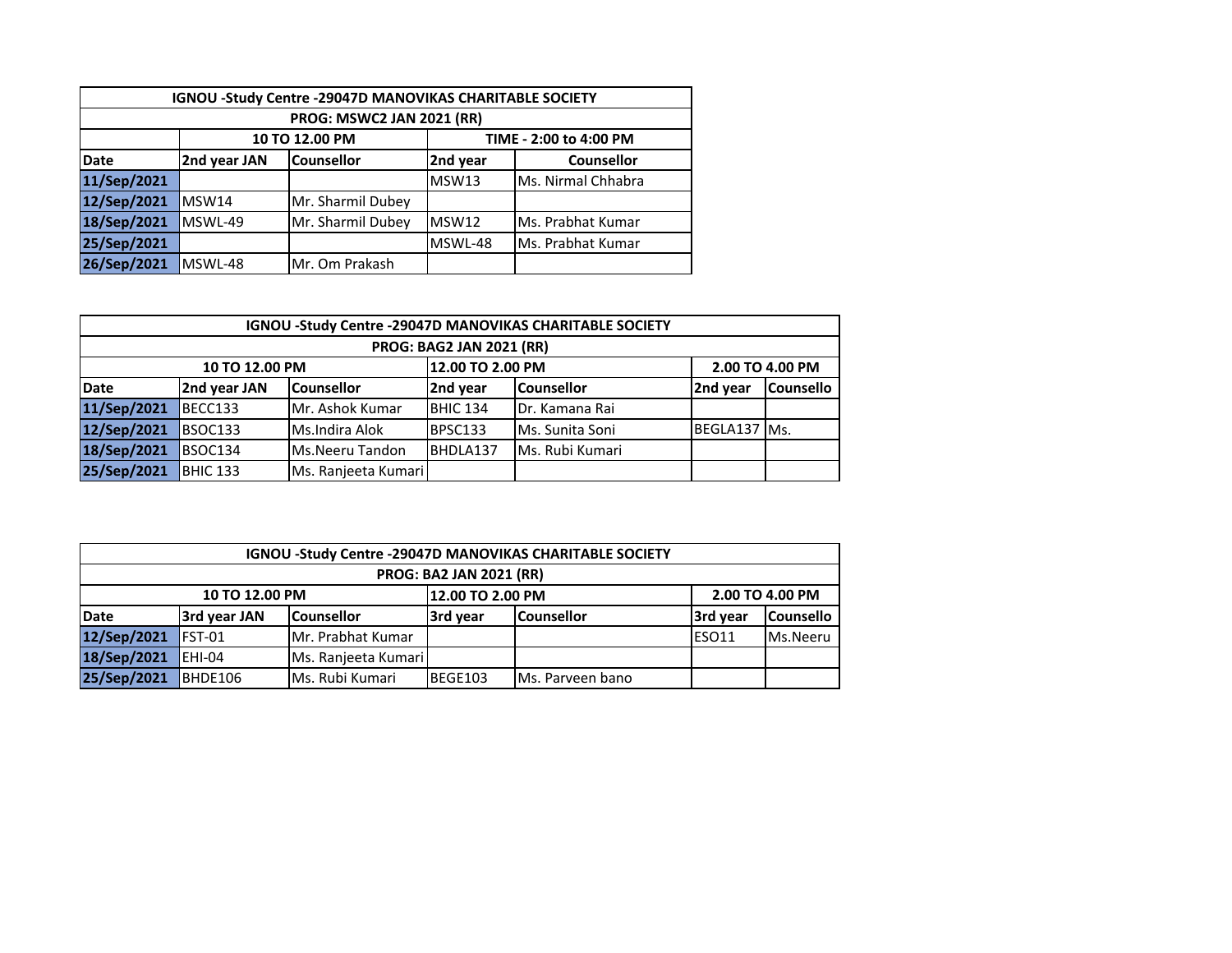| IGNOU -Study Centre -29047D MANOVIKAS CHARITABLE SOCIETY | | | | |
|---|---|---|---|---|
| PROG: MSWC2 JAN 2021 (RR) | | | | |
| | 10 TO 12.00 PM | | TIME - 2:00 to 4:00 PM | |
| **Date** | **2nd year JAN** | **Counsellor** | **2nd year** | **Counsellor** |
| **11/Sep/2021** | | | MSW13 | Ms. Nirmal Chhabra |
| **12/Sep/2021** | MSW14 | Mr. Sharmil Dubey | | |
| **18/Sep/2021** | MSWL-49 | Mr. Sharmil Dubey | MSW12 | Ms. Prabhat Kumar |
| **25/Sep/2021** | | | MSWL-48 | Ms. Prabhat Kumar |
| **26/Sep/2021** | MSWL-48 | Mr. Om Prakash | | |

| IGNOU -Study Centre -29047D MANOVIKAS CHARITABLE SOCIETY | | | | | | |
|---|---|---|---|---|---|---|
| PROG: BAG2 JAN 2021 (RR) | | | | | | |
| 10 TO 12.00 PM | | | 12.00 TO 2.00 PM | | 2.00 TO 4.00 PM | |
| **Date** | **2nd year JAN** | **Counsellor** | **2nd year** | **Counsellor** | **2nd year** | **Counsello** |
| **11/Sep/2021** | BECC133 | Mr. Ashok Kumar | BHIC 134 | Dr. Kamana Rai | | |
| **12/Sep/2021** | BSOC133 | Ms.Indira Alok | BPSC133 | Ms. Sunita Soni | BEGLA137 | Ms. |
| **18/Sep/2021** | BSOC134 | Ms.Neeru Tandon | BHDLA137 | Ms. Rubi Kumari | | |
| **25/Sep/2021** | BHIC 133 | Ms. Ranjeeta Kumari | | | | |

| IGNOU -Study Centre -29047D MANOVIKAS CHARITABLE SOCIETY | | | | | | |
|---|---|---|---|---|---|---|
| PROG: BA2 JAN 2021 (RR) | | | | | | |
| 10 TO 12.00 PM | | | 12.00 TO 2.00 PM | | 2.00 TO 4.00 PM | |
| **Date** | **3rd year JAN** | **Counsellor** | **3rd year** | **Counsellor** | **3rd year** | **Counsello** |
| **12/Sep/2021** | FST-01 | Mr. Prabhat Kumar | | | ESO11 | Ms.Neeru |
| **18/Sep/2021** | EHI-04 | Ms. Ranjeeta Kumari | | | | |
| **25/Sep/2021** | BHDE106 | Ms. Rubi Kumari | BEGE103 | Ms. Parveen bano | | |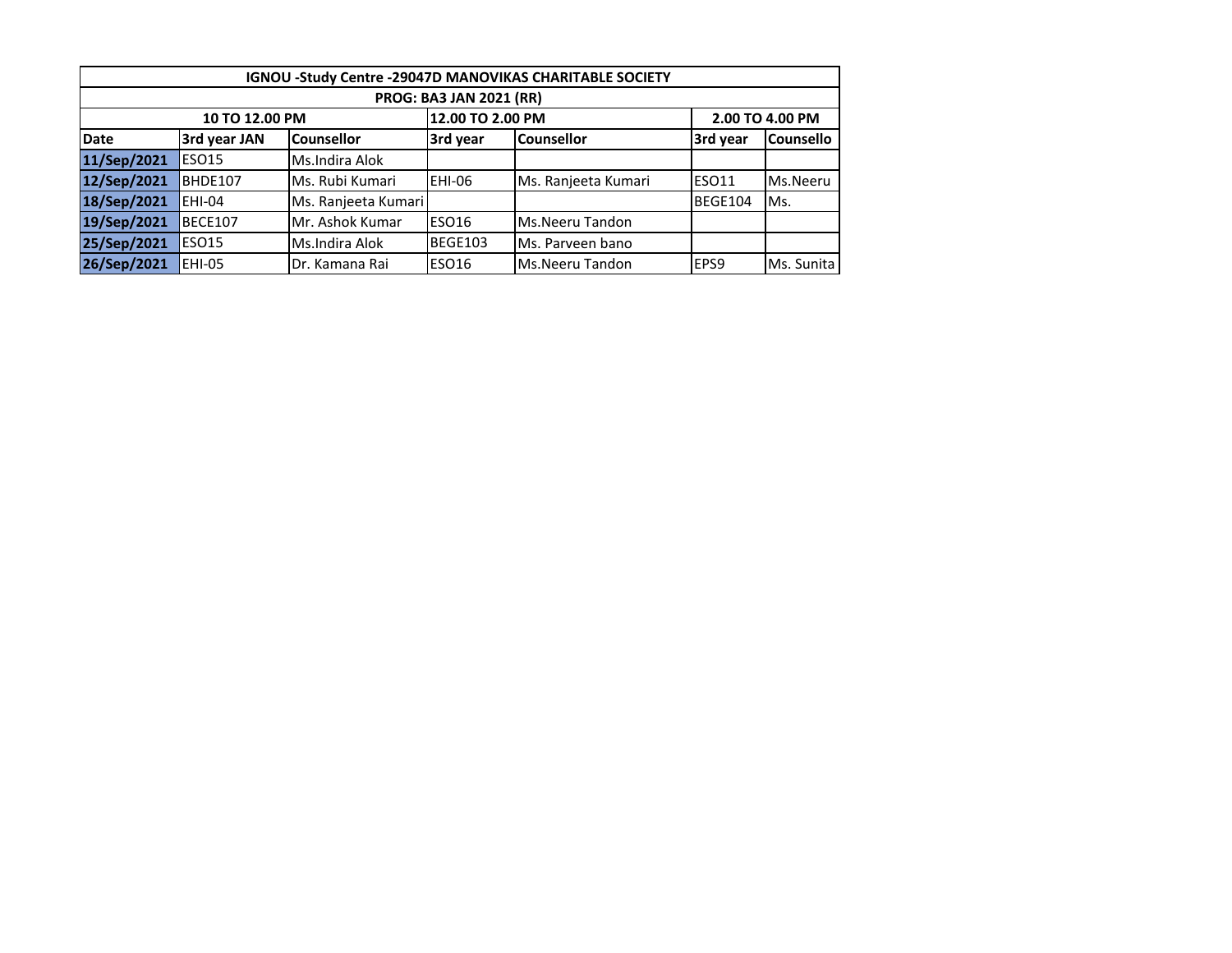| IGNOU -Study Centre -29047D MANOVIKAS CHARITABLE SOCIETY | | | | | | |
|---|---|---|---|---|---|---|
| PROG: BA3 JAN 2021 (RR) | | | | | | |
| 10 TO 12.00 PM | | | 12.00 TO 2.00 PM | | 2.00 TO 4.00 PM | |
| **Date** | **3rd year JAN** | **Counsellor** | **3rd year** | **Counsellor** | **3rd year** | **Counsello** |
| 11/Sep/2021 | ESO15 | Ms.Indira Alok | | | | |
| 12/Sep/2021 | BHDE107 | Ms. Rubi Kumari | EHI-06 | Ms. Ranjeeta Kumari | ESO11 | Ms.Neeru |
| 18/Sep/2021 | EHI-04 | Ms. Ranjeeta Kumari | | | BEGE104 | Ms. |
| 19/Sep/2021 | BECE107 | Mr. Ashok Kumar | ESO16 | Ms.Neeru Tandon | | |
| 25/Sep/2021 | ESO15 | Ms.Indira Alok | BEGE103 | Ms. Parveen bano | | |
| 26/Sep/2021 | EHI-05 | Dr. Kamana Rai | ESO16 | Ms.Neeru Tandon | EPS9 | Ms. Sunita |